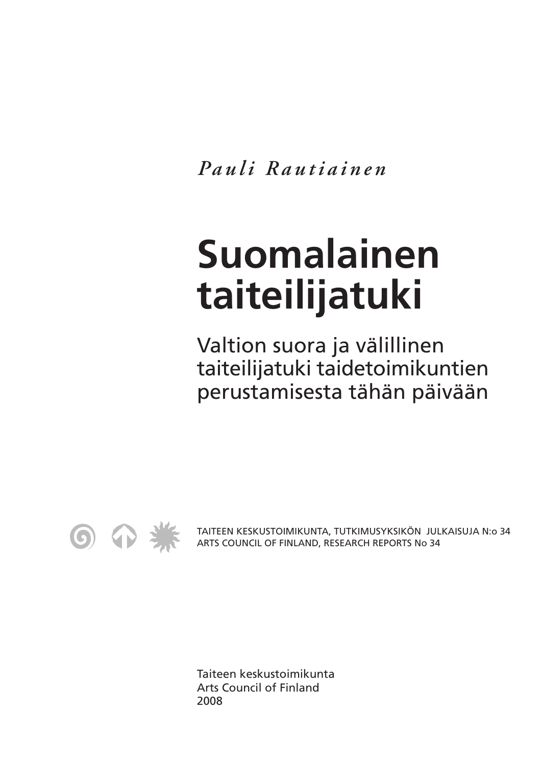*Pauli Rautiainen*

# Suomalainen taiteilijatuki

## Valtion suora ja välillinen taiteilijatuki taidetoimikuntien perustamisesta tähän päivään

TAITEEN KESKUSTOIMIKUNTA, TUTKIMUSYKSIKÖN JULKAISUJA N:o 34
ARTS COUNCIL OF FINLAND, RESEARCH REPORTS No 34

Taiteen keskustoimikunta
Arts Council of Finland
2008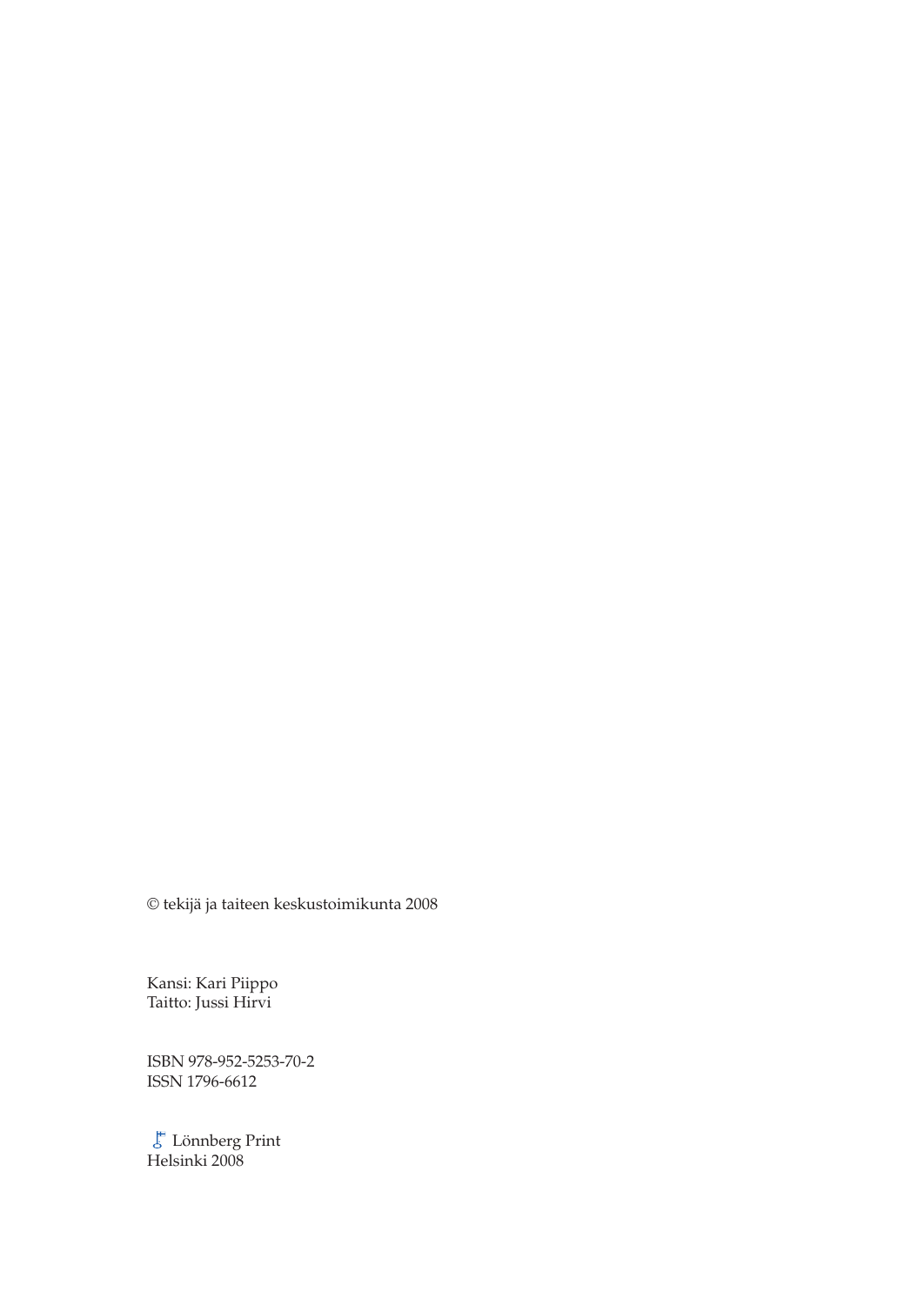© tekijä ja taiteen keskustoimikunta 2008

Kansi: Kari Piippo
Taitto: Jussi Hirvi

ISBN 978-952-5253-70-2
ISSN 1796-6612

Lönnberg Print
Helsinki 2008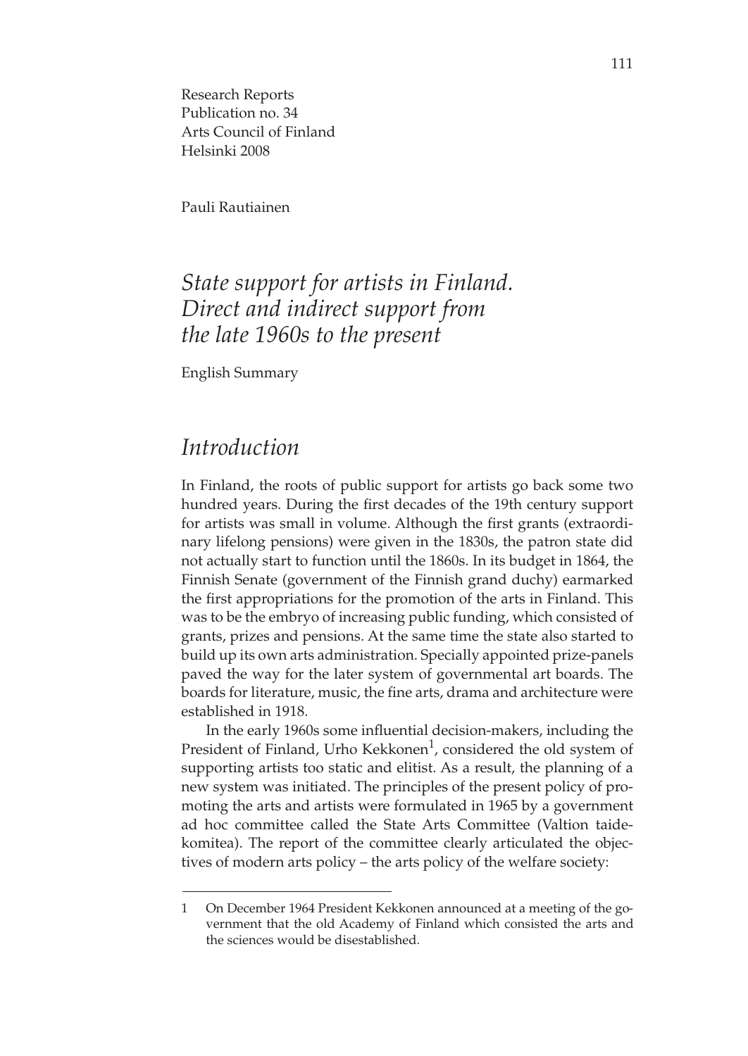Research Reports
Publication no. 34
Arts Council of Finland
Helsinki 2008

Pauli Rautiainen

# *State support for artists in Finland. Direct and indirect support from the late 1960s to the present*

English Summary

## *Introduction*

In Finland, the roots of public support for artists go back some two hundred years. During the first decades of the 19th century support for artists was small in volume. Although the first grants (extraordinary lifelong pensions) were given in the 1830s, the patron state did not actually start to function until the 1860s. In its budget in 1864, the Finnish Senate (government of the Finnish grand duchy) earmarked the first appropriations for the promotion of the arts in Finland. This was to be the embryo of increasing public funding, which consisted of grants, prizes and pensions. At the same time the state also started to build up its own arts administration. Specially appointed prize-panels paved the way for the later system of governmental art boards. The boards for literature, music, the fine arts, drama and architecture were established in 1918.

In the early 1960s some influential decision-makers, including the President of Finland, Urho Kekkonen[1], considered the old system of supporting artists too static and elitist. As a result, the planning of a new system was initiated. The principles of the present policy of promoting the arts and artists were formulated in 1965 by a government ad hoc committee called the State Arts Committee (Valtion taidekomitea). The report of the committee clearly articulated the objectives of modern arts policy – the arts policy of the welfare society:

---

1 On December 1964 President Kekkonen announced at a meeting of the government that the old Academy of Finland which consisted the arts and the sciences would be disestablished.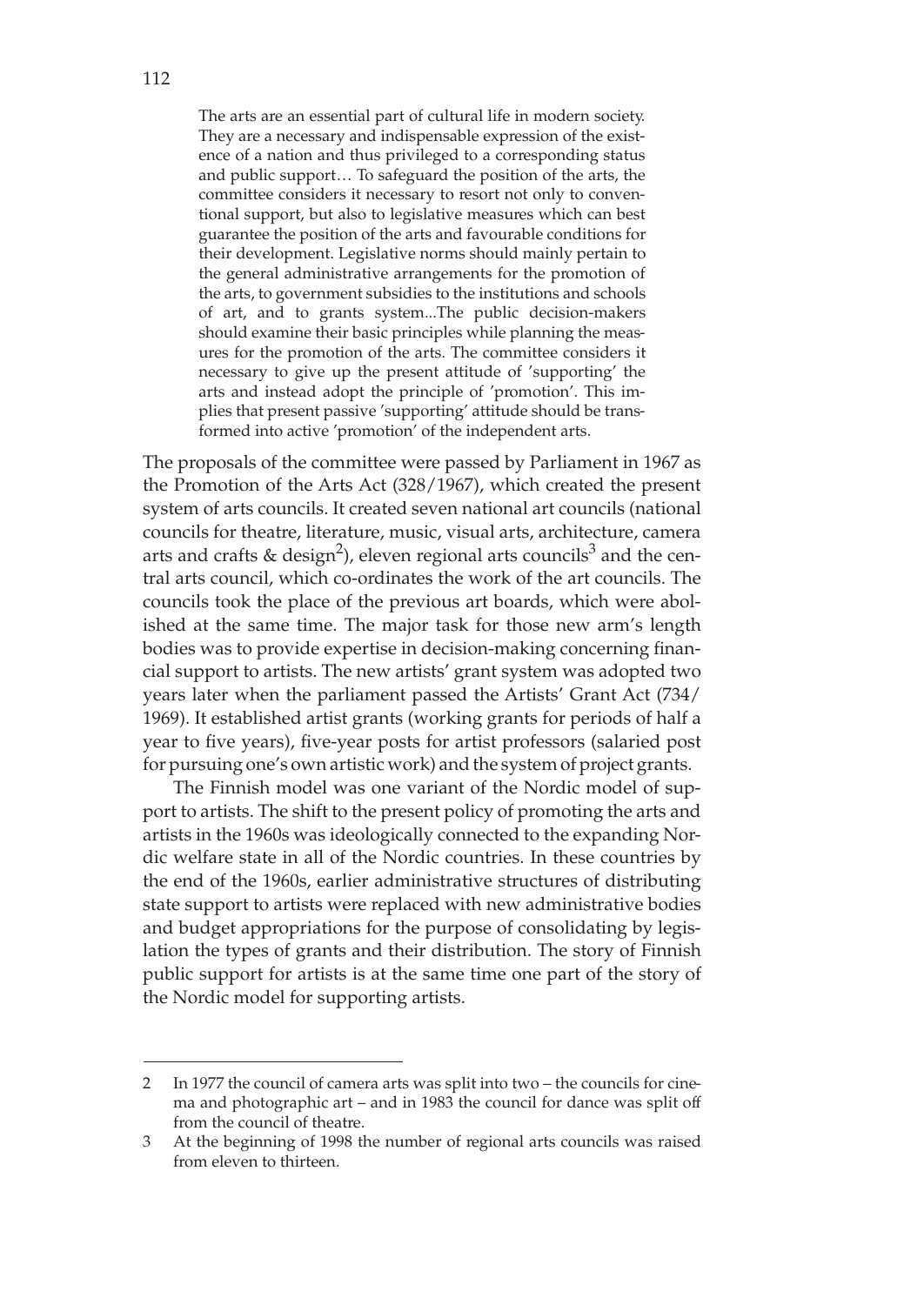> The arts are an essential part of cultural life in modern society. They are a necessary and indispensable expression of the existence of a nation and thus privileged to a corresponding status and public support… To safeguard the position of the arts, the committee considers it necessary to resort not only to conventional support, but also to legislative measures which can best guarantee the position of the arts and favourable conditions for their development. Legislative norms should mainly pertain to the general administrative arrangements for the promotion of the arts, to government subsidies to the institutions and schools of art, and to grants system...The public decision-makers should examine their basic principles while planning the measures for the promotion of the arts. The committee considers it necessary to give up the present attitude of 'supporting' the arts and instead adopt the principle of 'promotion'. This implies that present passive 'supporting' attitude should be transformed into active 'promotion' of the independent arts.

The proposals of the committee were passed by Parliament in 1967 as the Promotion of the Arts Act (328/1967), which created the present system of arts councils. It created seven national art councils (national councils for theatre, literature, music, visual arts, architecture, camera arts and crafts & design[2]), eleven regional arts councils[3] and the central arts council, which co-ordinates the work of the art councils. The councils took the place of the previous art boards, which were abolished at the same time. The major task for those new arm's length bodies was to provide expertise in decision-making concerning financial support to artists. The new artists' grant system was adopted two years later when the parliament passed the Artists' Grant Act (734/1969). It established artist grants (working grants for periods of half a year to five years), five-year posts for artist professors (salaried post for pursuing one's own artistic work) and the system of project grants.

The Finnish model was one variant of the Nordic model of support to artists. The shift to the present policy of promoting the arts and artists in the 1960s was ideologically connected to the expanding Nordic welfare state in all of the Nordic countries. In these countries by the end of the 1960s, earlier administrative structures of distributing state support to artists were replaced with new administrative bodies and budget appropriations for the purpose of consolidating by legislation the types of grants and their distribution. The story of Finnish public support for artists is at the same time one part of the story of the Nordic model for supporting artists.

---

2 In 1977 the council of camera arts was split into two – the councils for cinema and photographic art – and in 1983 the council for dance was split off from the council of theatre.

3 At the beginning of 1998 the number of regional arts councils was raised from eleven to thirteen.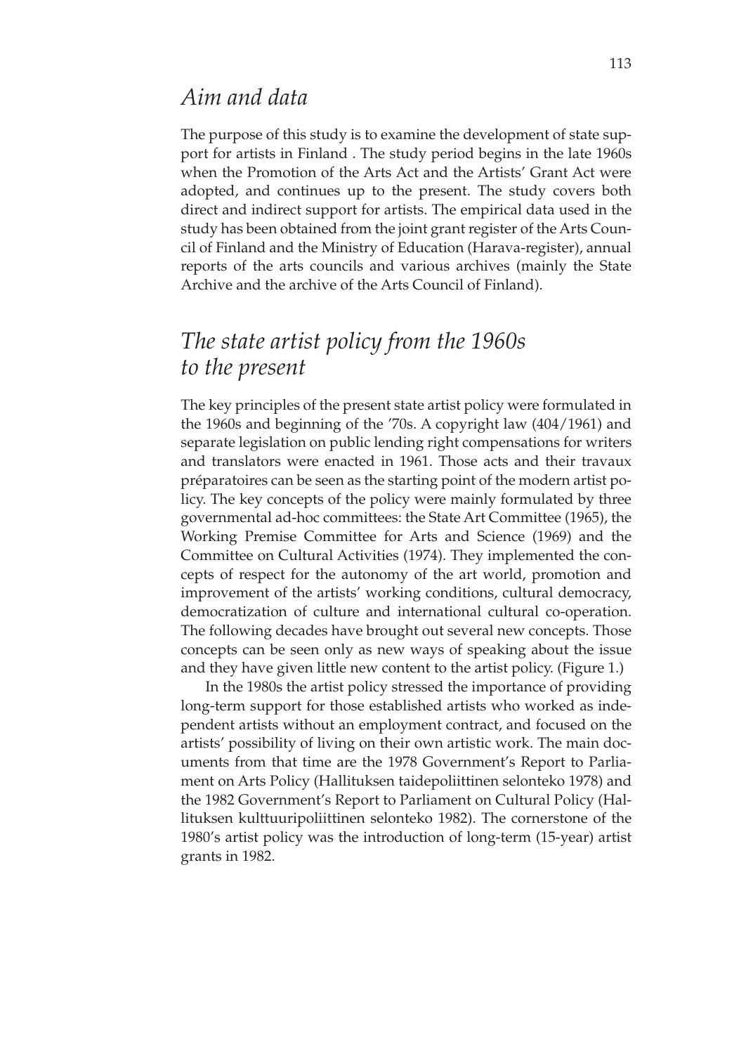## *Aim and data*

The purpose of this study is to examine the development of state support for artists in Finland . The study period begins in the late 1960s when the Promotion of the Arts Act and the Artists' Grant Act were adopted, and continues up to the present. The study covers both direct and indirect support for artists. The empirical data used in the study has been obtained from the joint grant register of the Arts Council of Finland and the Ministry of Education (Harava-register), annual reports of the arts councils and various archives (mainly the State Archive and the archive of the Arts Council of Finland).

## *The state artist policy from the 1960s to the present*

The key principles of the present state artist policy were formulated in the 1960s and beginning of the '70s. A copyright law (404/1961) and separate legislation on public lending right compensations for writers and translators were enacted in 1961. Those acts and their travaux préparatoires can be seen as the starting point of the modern artist policy. The key concepts of the policy were mainly formulated by three governmental ad-hoc committees: the State Art Committee (1965), the Working Premise Committee for Arts and Science (1969) and the Committee on Cultural Activities (1974). They implemented the concepts of respect for the autonomy of the art world, promotion and improvement of the artists' working conditions, cultural democracy, democratization of culture and international cultural co-operation. The following decades have brought out several new concepts. Those concepts can be seen only as new ways of speaking about the issue and they have given little new content to the artist policy. (Figure 1.)

In the 1980s the artist policy stressed the importance of providing long-term support for those established artists who worked as independent artists without an employment contract, and focused on the artists' possibility of living on their own artistic work. The main documents from that time are the 1978 Government's Report to Parliament on Arts Policy (Hallituksen taidepoliittinen selonteko 1978) and the 1982 Government's Report to Parliament on Cultural Policy (Hallituksen kulttuuripoliittinen selonteko 1982). The cornerstone of the 1980's artist policy was the introduction of long-term (15-year) artist grants in 1982.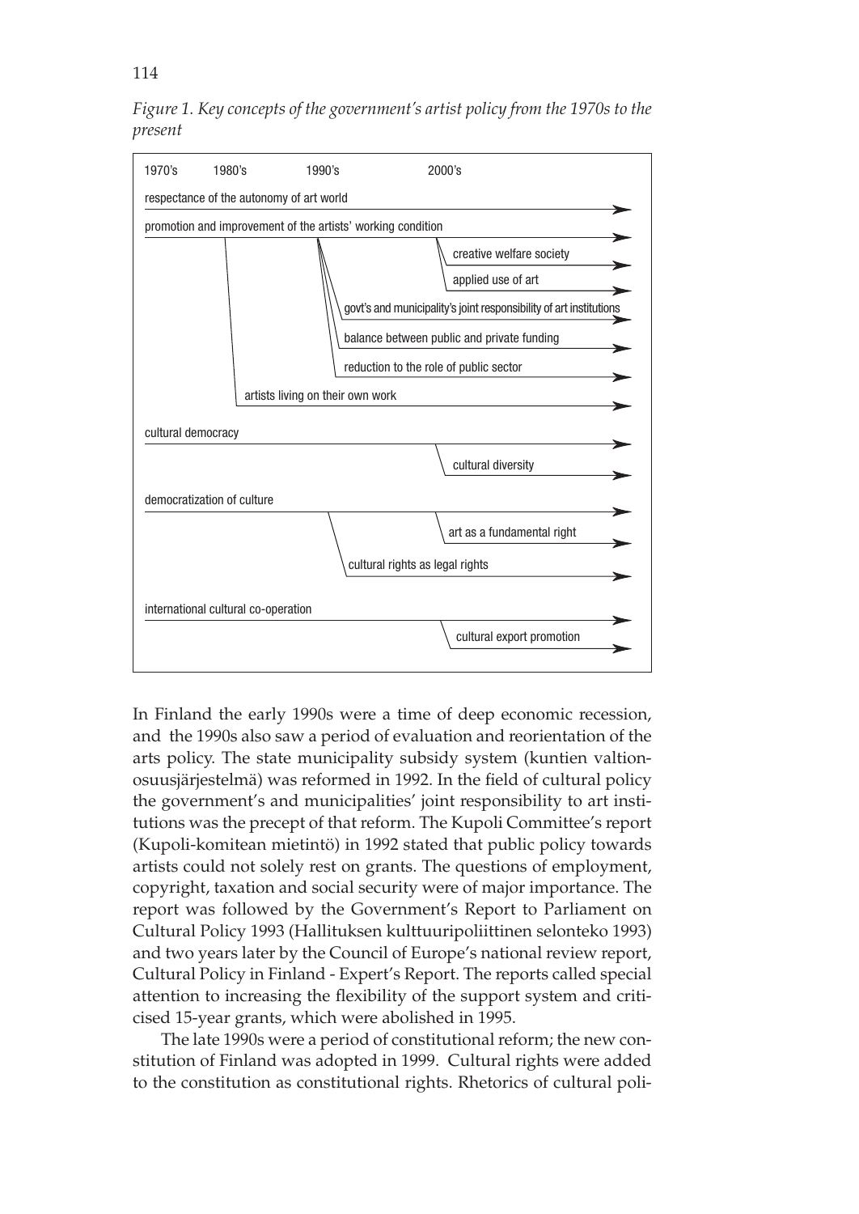*Figure 1. Key concepts of the government's artist policy from the 1970s to the present*

| 1970's | 1980's | 1990's | 2000's |
|---|---|---|---|

- respectance of the autonomy of art world
- promotion and improvement of the artists' working condition
  - creative welfare society
  - applied use of art
  - govt's and municipality's joint responsibility of art institutions
  - balance between public and private funding
  - reduction to the role of public sector
  - artists living on their own work
- cultural democracy
  - cultural diversity
- democratization of culture
  - art as a fundamental right
  - cultural rights as legal rights
- international cultural co-operation
  - cultural export promotion

In Finland the early 1990s were a time of deep economic recession, and the 1990s also saw a period of evaluation and reorientation of the arts policy. The state municipality subsidy system (kuntien valtionosuusjärjestelmä) was reformed in 1992. In the field of cultural policy the government's and municipalities' joint responsibility to art institutions was the precept of that reform. The Kupoli Committee's report (Kupoli-komitean mietintö) in 1992 stated that public policy towards artists could not solely rest on grants. The questions of employment, copyright, taxation and social security were of major importance. The report was followed by the Government's Report to Parliament on Cultural Policy 1993 (Hallituksen kulttuuripoliittinen selonteko 1993) and two years later by the Council of Europe's national review report, Cultural Policy in Finland - Expert's Report. The reports called special attention to increasing the flexibility of the support system and criticised 15-year grants, which were abolished in 1995.

The late 1990s were a period of constitutional reform; the new constitution of Finland was adopted in 1999. Cultural rights were added to the constitution as constitutional rights. Rhetorics of cultural poli-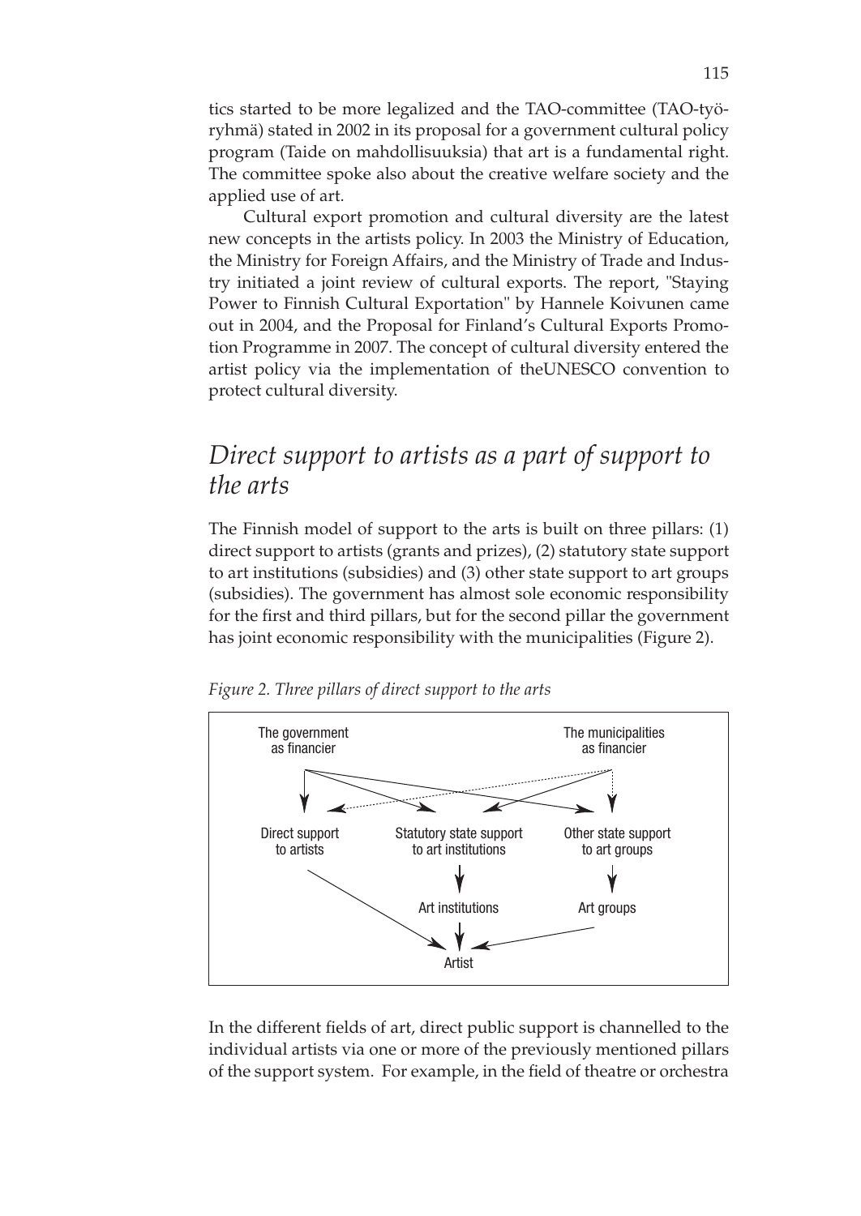tics started to be more legalized and the TAO-committee (TAO-työryhmä) stated in 2002 in its proposal for a government cultural policy program (Taide on mahdollisuuksia) that art is a fundamental right. The committee spoke also about the creative welfare society and the applied use of art.

Cultural export promotion and cultural diversity are the latest new concepts in the artists policy. In 2003 the Ministry of Education, the Ministry for Foreign Affairs, and the Ministry of Trade and Industry initiated a joint review of cultural exports. The report, "Staying Power to Finnish Cultural Exportation" by Hannele Koivunen came out in 2004, and the Proposal for Finland's Cultural Exports Promotion Programme in 2007. The concept of cultural diversity entered the artist policy via the implementation of theUNESCO convention to protect cultural diversity.

## *Direct support to artists as a part of support to the arts*

The Finnish model of support to the arts is built on three pillars: (1) direct support to artists (grants and prizes), (2) statutory state support to art institutions (subsidies) and (3) other state support to art groups (subsidies). The government has almost sole economic responsibility for the first and third pillars, but for the second pillar the government has joint economic responsibility with the municipalities (Figure 2).

*Figure 2. Three pillars of direct support to the arts*

```
The government                                        The municipalities
as financier                                          as financier

Direct support        Statutory state support         Other state support
to artists            to art institutions             to art groups

                      Art institutions                Art groups

                      Artist
```

In the different fields of art, direct public support is channelled to the individual artists via one or more of the previously mentioned pillars of the support system. For example, in the field of theatre or orchestra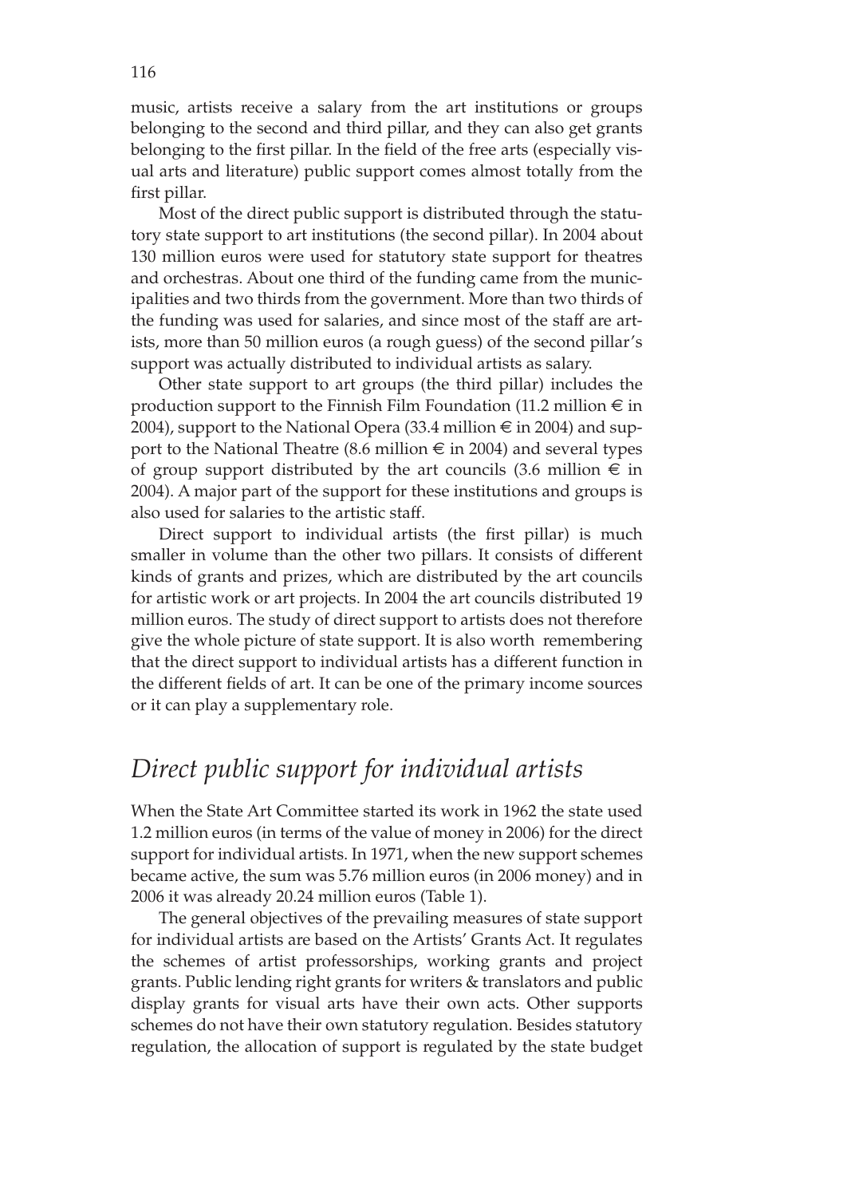music, artists receive a salary from the art institutions or groups belonging to the second and third pillar, and they can also get grants belonging to the first pillar. In the field of the free arts (especially visual arts and literature) public support comes almost totally from the first pillar.

Most of the direct public support is distributed through the statutory state support to art institutions (the second pillar). In 2004 about 130 million euros were used for statutory state support for theatres and orchestras. About one third of the funding came from the municipalities and two thirds from the government. More than two thirds of the funding was used for salaries, and since most of the staff are artists, more than 50 million euros (a rough guess) of the second pillar's support was actually distributed to individual artists as salary.

Other state support to art groups (the third pillar) includes the production support to the Finnish Film Foundation (11.2 million € in 2004), support to the National Opera (33.4 million € in 2004) and support to the National Theatre (8.6 million € in 2004) and several types of group support distributed by the art councils (3.6 million € in 2004). A major part of the support for these institutions and groups is also used for salaries to the artistic staff.

Direct support to individual artists (the first pillar) is much smaller in volume than the other two pillars. It consists of different kinds of grants and prizes, which are distributed by the art councils for artistic work or art projects. In 2004 the art councils distributed 19 million euros. The study of direct support to artists does not therefore give the whole picture of state support. It is also worth remembering that the direct support to individual artists has a different function in the different fields of art. It can be one of the primary income sources or it can play a supplementary role.

## *Direct public support for individual artists*

When the State Art Committee started its work in 1962 the state used 1.2 million euros (in terms of the value of money in 2006) for the direct support for individual artists. In 1971, when the new support schemes became active, the sum was 5.76 million euros (in 2006 money) and in 2006 it was already 20.24 million euros (Table 1).

The general objectives of the prevailing measures of state support for individual artists are based on the Artists' Grants Act. It regulates the schemes of artist professorships, working grants and project grants. Public lending right grants for writers & translators and public display grants for visual arts have their own acts. Other supports schemes do not have their own statutory regulation. Besides statutory regulation, the allocation of support is regulated by the state budget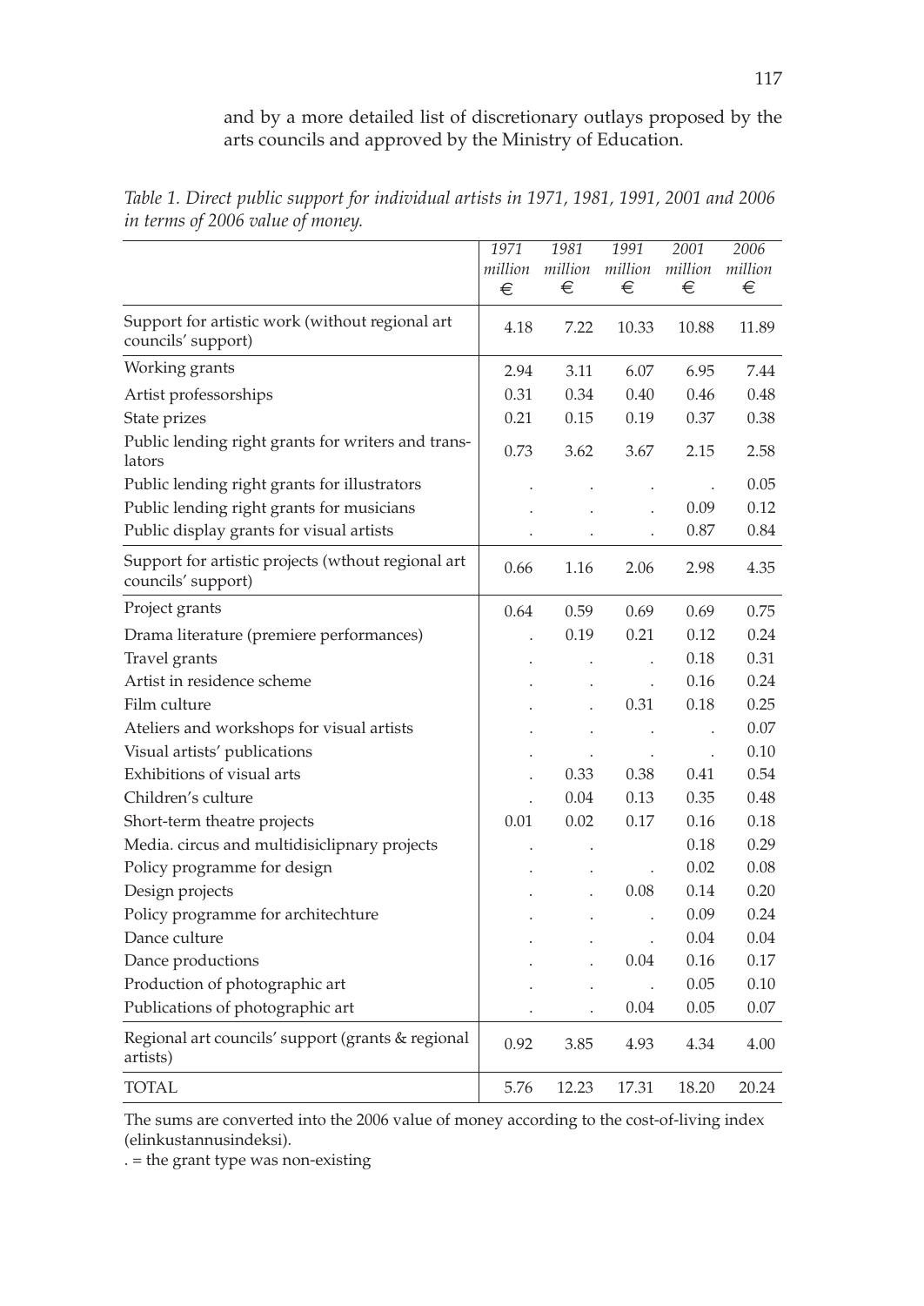and by a more detailed list of discretionary outlays proposed by the arts councils and approved by the Ministry of Education.

*Table 1. Direct public support for individual artists in 1971, 1981, 1991, 2001 and 2006 in terms of 2006 value of money.*

| | *1971 million* € | *1981 million* € | *1991 million* € | *2001 million* € | *2006 million* € |
|---|---|---|---|---|---|
| Support for artistic work (without regional art councils' support) | 4.18 | 7.22 | 10.33 | 10.88 | 11.89 |
| Working grants | 2.94 | 3.11 | 6.07 | 6.95 | 7.44 |
| Artist professorships | 0.31 | 0.34 | 0.40 | 0.46 | 0.48 |
| State prizes | 0.21 | 0.15 | 0.19 | 0.37 | 0.38 |
| Public lending right grants for writers and translators | 0.73 | 3.62 | 3.67 | 2.15 | 2.58 |
| Public lending right grants for illustrators | . | . | . | . | 0.05 |
| Public lending right grants for musicians | . | . | . | 0.09 | 0.12 |
| Public display grants for visual artists | . | . | . | 0.87 | 0.84 |
| Support for artistic projects (wthout regional art councils' support) | 0.66 | 1.16 | 2.06 | 2.98 | 4.35 |
| Project grants | 0.64 | 0.59 | 0.69 | 0.69 | 0.75 |
| Drama literature (premiere performances) | . | 0.19 | 0.21 | 0.12 | 0.24 |
| Travel grants | . | . | . | 0.18 | 0.31 |
| Artist in residence scheme | . | . | . | 0.16 | 0.24 |
| Film culture | . | . | 0.31 | 0.18 | 0.25 |
| Ateliers and workshops for visual artists | . | . | . | . | 0.07 |
| Visual artists' publications | . | . | . | . | 0.10 |
| Exhibitions of visual arts | . | 0.33 | 0.38 | 0.41 | 0.54 |
| Children's culture | . | 0.04 | 0.13 | 0.35 | 0.48 |
| Short-term theatre projects | 0.01 | 0.02 | 0.17 | 0.16 | 0.18 |
| Media. circus and multidisiclipnary projects | . | . | | 0.18 | 0.29 |
| Policy programme for design | . | . | . | 0.02 | 0.08 |
| Design projects | . | . | 0.08 | 0.14 | 0.20 |
| Policy programme for architechture | . | . | . | 0.09 | 0.24 |
| Dance culture | . | . | . | 0.04 | 0.04 |
| Dance productions | . | . | 0.04 | 0.16 | 0.17 |
| Production of photographic art | . | . | . | 0.05 | 0.10 |
| Publications of photographic art | . | . | 0.04 | 0.05 | 0.07 |
| Regional art councils' support (grants & regional artists) | 0.92 | 3.85 | 4.93 | 4.34 | 4.00 |
| TOTAL | 5.76 | 12.23 | 17.31 | 18.20 | 20.24 |

The sums are converted into the 2006 value of money according to the cost-of-living index (elinkustannusindeksi).

. = the grant type was non-existing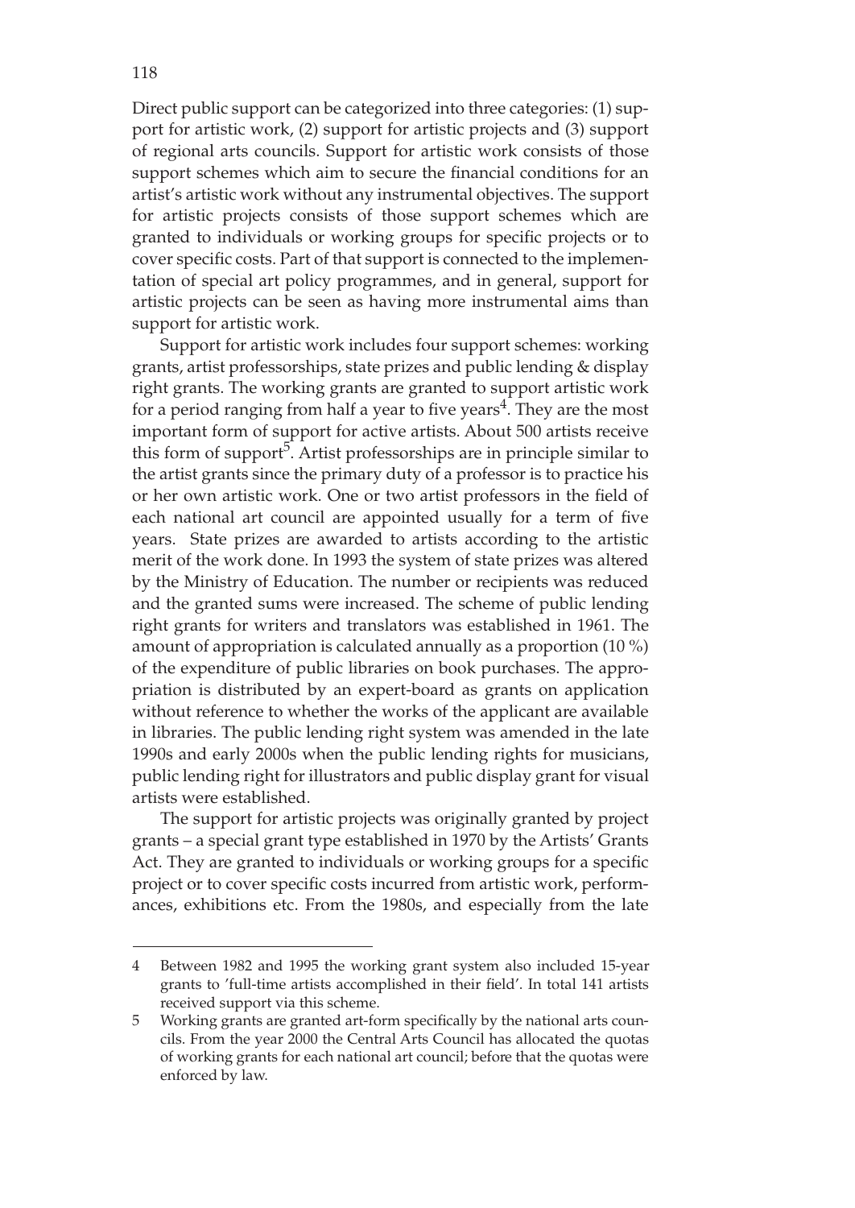Direct public support can be categorized into three categories: (1) support for artistic work, (2) support for artistic projects and (3) support of regional arts councils. Support for artistic work consists of those support schemes which aim to secure the financial conditions for an artist's artistic work without any instrumental objectives. The support for artistic projects consists of those support schemes which are granted to individuals or working groups for specific projects or to cover specific costs. Part of that support is connected to the implementation of special art policy programmes, and in general, support for artistic projects can be seen as having more instrumental aims than support for artistic work.

Support for artistic work includes four support schemes: working grants, artist professorships, state prizes and public lending & display right grants. The working grants are granted to support artistic work for a period ranging from half a year to five years[4]. They are the most important form of support for active artists. About 500 artists receive this form of support[5]. Artist professorships are in principle similar to the artist grants since the primary duty of a professor is to practice his or her own artistic work. One or two artist professors in the field of each national art council are appointed usually for a term of five years. State prizes are awarded to artists according to the artistic merit of the work done. In 1993 the system of state prizes was altered by the Ministry of Education. The number or recipients was reduced and the granted sums were increased. The scheme of public lending right grants for writers and translators was established in 1961. The amount of appropriation is calculated annually as a proportion (10 %) of the expenditure of public libraries on book purchases. The appropriation is distributed by an expert-board as grants on application without reference to whether the works of the applicant are available in libraries. The public lending right system was amended in the late 1990s and early 2000s when the public lending rights for musicians, public lending right for illustrators and public display grant for visual artists were established.

The support for artistic projects was originally granted by project grants – a special grant type established in 1970 by the Artists' Grants Act. They are granted to individuals or working groups for a specific project or to cover specific costs incurred from artistic work, performances, exhibitions etc. From the 1980s, and especially from the late

---

4 Between 1982 and 1995 the working grant system also included 15-year grants to 'full-time artists accomplished in their field'. In total 141 artists received support via this scheme.

5 Working grants are granted art-form specifically by the national arts councils. From the year 2000 the Central Arts Council has allocated the quotas of working grants for each national art council; before that the quotas were enforced by law.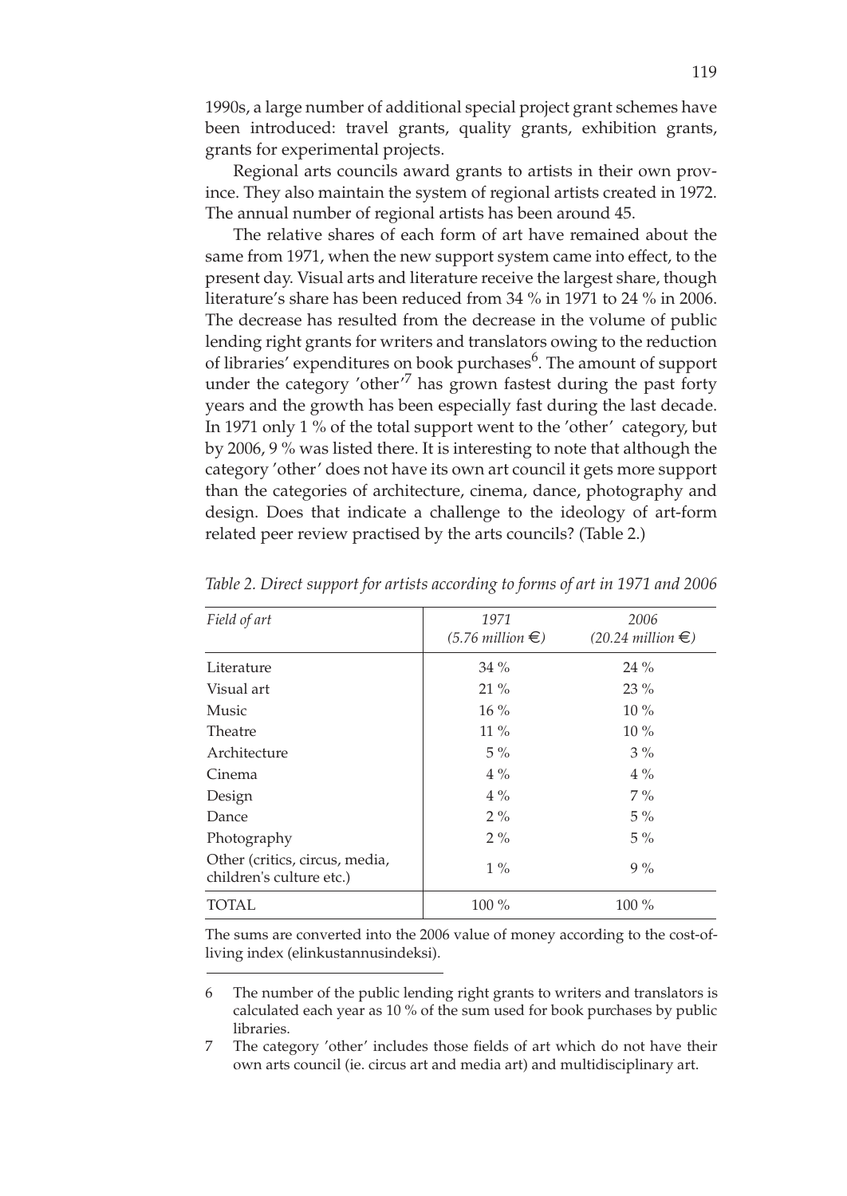1990s, a large number of additional special project grant schemes have been introduced: travel grants, quality grants, exhibition grants, grants for experimental projects.

Regional arts councils award grants to artists in their own province. They also maintain the system of regional artists created in 1972. The annual number of regional artists has been around 45.

The relative shares of each form of art have remained about the same from 1971, when the new support system came into effect, to the present day. Visual arts and literature receive the largest share, though literature's share has been reduced from 34 % in 1971 to 24 % in 2006. The decrease has resulted from the decrease in the volume of public lending right grants for writers and translators owing to the reduction of libraries' expenditures on book purchases[6]. The amount of support under the category 'other'[7] has grown fastest during the past forty years and the growth has been especially fast during the last decade. In 1971 only 1 % of the total support went to the 'other' category, but by 2006, 9 % was listed there. It is interesting to note that although the category 'other' does not have its own art council it gets more support than the categories of architecture, cinema, dance, photography and design. Does that indicate a challenge to the ideology of art-form related peer review practised by the arts councils? (Table 2.)

*Table 2. Direct support for artists according to forms of art in 1971 and 2006*

| *Field of art* | *1971 (5.76 million €)* | *2006 (20.24 million €)* |
|---|---|---|
| Literature | 34 % | 24 % |
| Visual art | 21 % | 23 % |
| Music | 16 % | 10 % |
| Theatre | 11 % | 10 % |
| Architecture | 5 % | 3 % |
| Cinema | 4 % | 4 % |
| Design | 4 % | 7 % |
| Dance | 2 % | 5 % |
| Photography | 2 % | 5 % |
| Other (critics, circus, media, children's culture etc.) | 1 % | 9 % |
| TOTAL | 100 % | 100 % |

The sums are converted into the 2006 value of money according to the cost-of-living index (elinkustannusindeksi).

6 The number of the public lending right grants to writers and translators is calculated each year as 10 % of the sum used for book purchases by public libraries.

7 The category 'other' includes those fields of art which do not have their own arts council (ie. circus art and media art) and multidisciplinary art.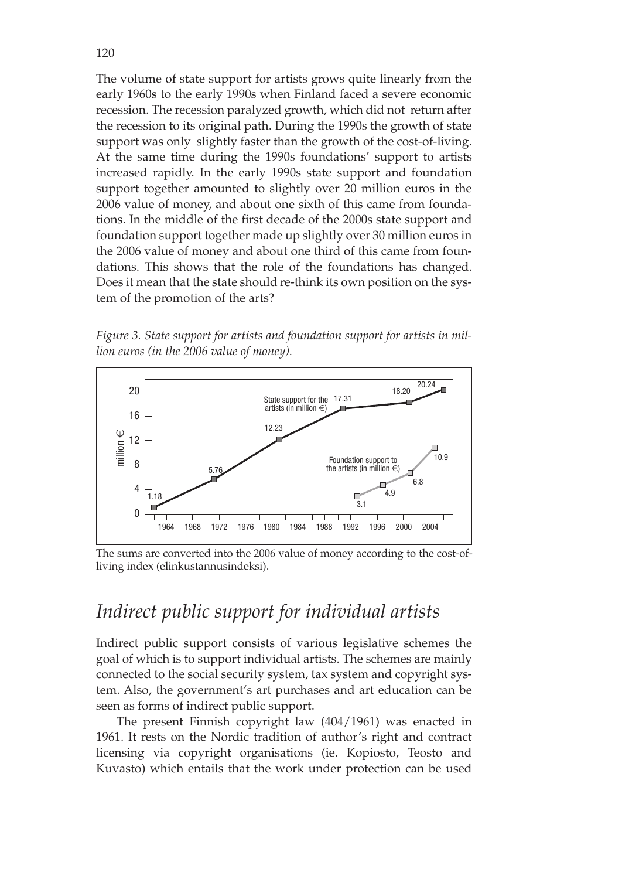The volume of state support for artists grows quite linearly from the early 1960s to the early 1990s when Finland faced a severe economic recession. The recession paralyzed growth, which did not return after the recession to its original path. During the 1990s the growth of state support was only slightly faster than the growth of the cost-of-living. At the same time during the 1990s foundations' support to artists increased rapidly. In the early 1990s state support and foundation support together amounted to slightly over 20 million euros in the 2006 value of money, and about one sixth of this came from foundations. In the middle of the first decade of the 2000s state support and foundation support together made up slightly over 30 million euros in the 2006 value of money and about one third of this came from foundations. This shows that the role of the foundations has changed. Does it mean that the state should re-think its own position on the system of the promotion of the arts?

*Figure 3. State support for artists and foundation support for artists in million euros (in the 2006 value of money).*

The sums are converted into the 2006 value of money according to the cost-of-living index (elinkustannusindeksi).

## Indirect public support for individual artists

Indirect public support consists of various legislative schemes the goal of which is to support individual artists. The schemes are mainly connected to the social security system, tax system and copyright system. Also, the government's art purchases and art education can be seen as forms of indirect public support.

The present Finnish copyright law (404/1961) was enacted in 1961. It rests on the Nordic tradition of author's right and contract licensing via copyright organisations (ie. Kopiosto, Teosto and Kuvasto) which entails that the work under protection can be used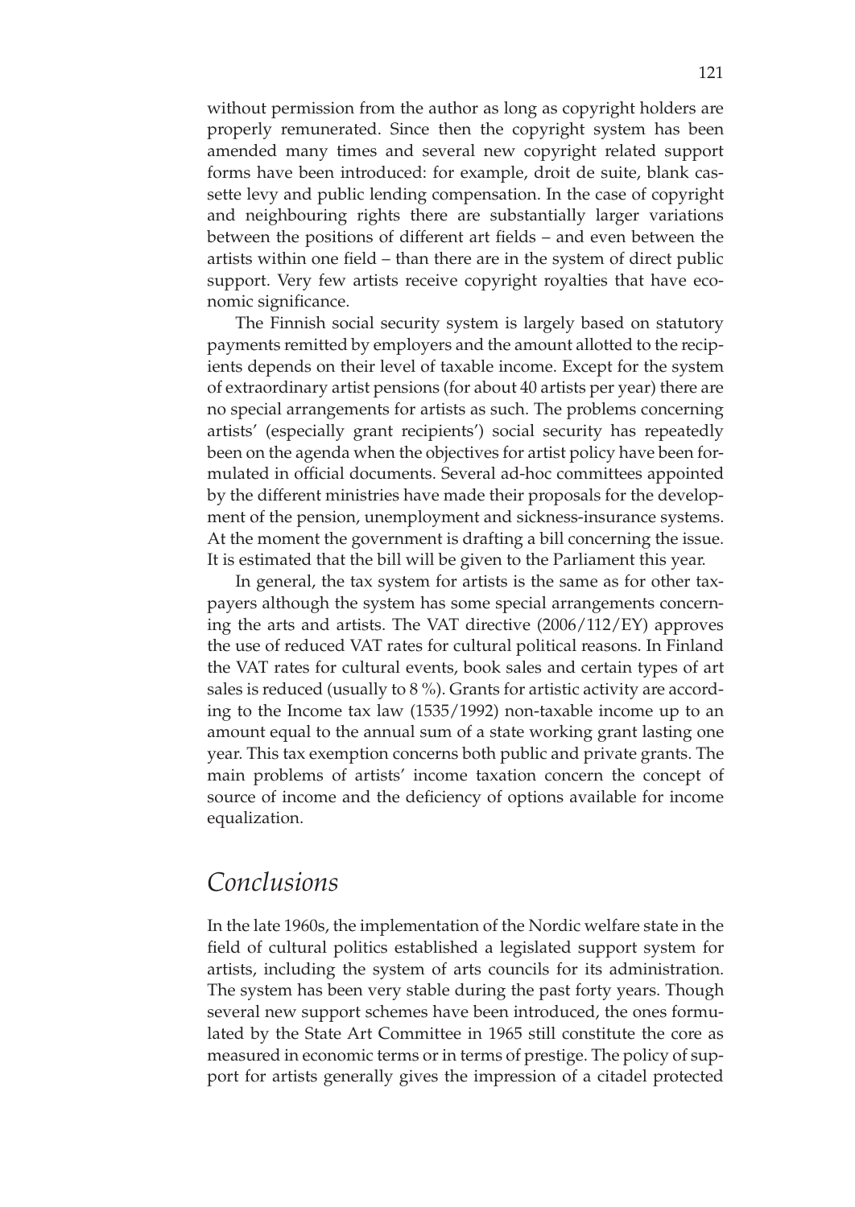without permission from the author as long as copyright holders are properly remunerated. Since then the copyright system has been amended many times and several new copyright related support forms have been introduced: for example, droit de suite, blank cassette levy and public lending compensation. In the case of copyright and neighbouring rights there are substantially larger variations between the positions of different art fields – and even between the artists within one field – than there are in the system of direct public support. Very few artists receive copyright royalties that have economic significance.

The Finnish social security system is largely based on statutory payments remitted by employers and the amount allotted to the recipients depends on their level of taxable income. Except for the system of extraordinary artist pensions (for about 40 artists per year) there are no special arrangements for artists as such. The problems concerning artists' (especially grant recipients') social security has repeatedly been on the agenda when the objectives for artist policy have been formulated in official documents. Several ad-hoc committees appointed by the different ministries have made their proposals for the development of the pension, unemployment and sickness-insurance systems. At the moment the government is drafting a bill concerning the issue. It is estimated that the bill will be given to the Parliament this year.

In general, the tax system for artists is the same as for other taxpayers although the system has some special arrangements concerning the arts and artists. The VAT directive (2006/112/EY) approves the use of reduced VAT rates for cultural political reasons. In Finland the VAT rates for cultural events, book sales and certain types of art sales is reduced (usually to 8 %). Grants for artistic activity are according to the Income tax law (1535/1992) non-taxable income up to an amount equal to the annual sum of a state working grant lasting one year. This tax exemption concerns both public and private grants. The main problems of artists' income taxation concern the concept of source of income and the deficiency of options available for income equalization.

## *Conclusions*

In the late 1960s, the implementation of the Nordic welfare state in the field of cultural politics established a legislated support system for artists, including the system of arts councils for its administration. The system has been very stable during the past forty years. Though several new support schemes have been introduced, the ones formulated by the State Art Committee in 1965 still constitute the core as measured in economic terms or in terms of prestige. The policy of support for artists generally gives the impression of a citadel protected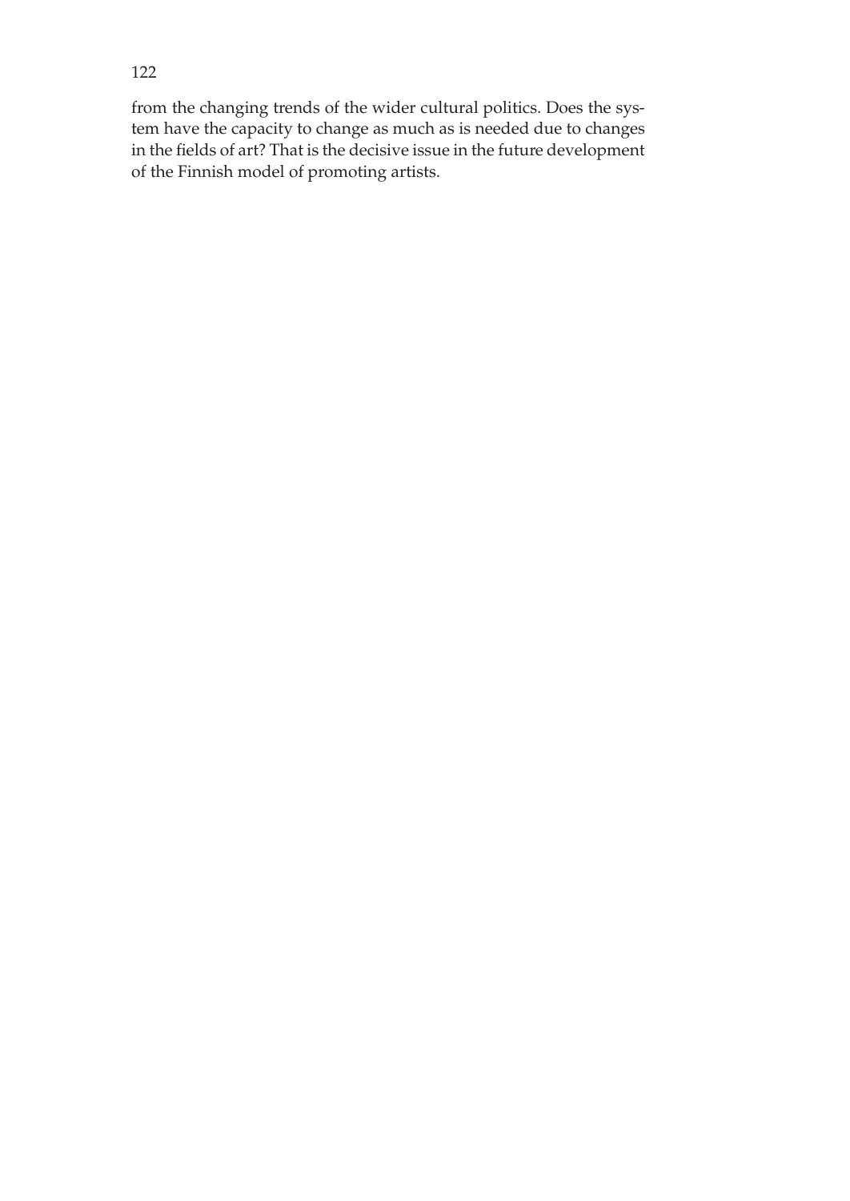from the changing trends of the wider cultural politics. Does the system have the capacity to change as much as is needed due to changes in the fields of art? That is the decisive issue in the future development of the Finnish model of promoting artists.